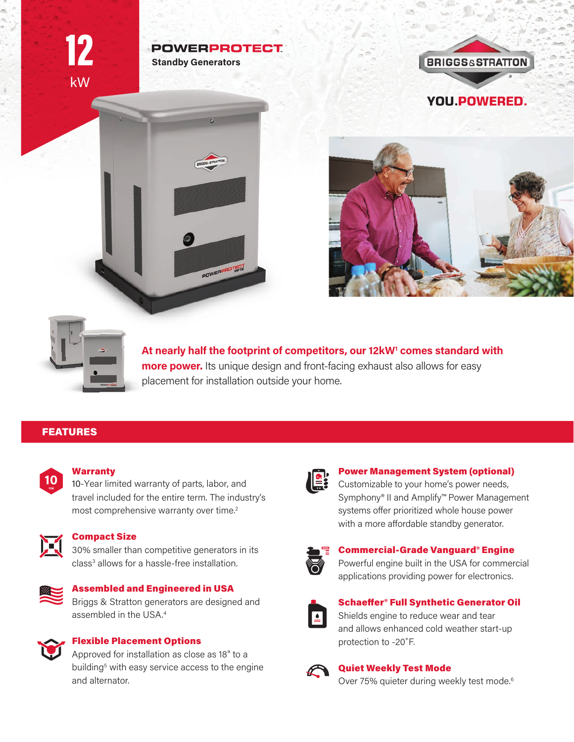12 kW

**POWERPROTECT**
**Standby Generators**

BRIGGS & STRATTON

**YOU.POWERED.**

**At nearly half the footprint of competitors, our 12kW[1] comes standard with more power.** Its unique design and front-facing exhaust also allows for easy placement for installation outside your home.

## FEATURES

### Warranty

10-Year limited warranty of parts, labor, and travel included for the entire term. The industry's most comprehensive warranty over time.[2]

### Compact Size

30% smaller than competitive generators in its class[3] allows for a hassle-free installation.

### Assembled and Engineered in USA

Briggs & Stratton generators are designed and assembled in the USA.[4]

### Flexible Placement Options

Approved for installation as close as 18" to a building[5] with easy service access to the engine and alternator.

### Power Management System (optional)

Customizable to your home's power needs, Symphony® II and Amplify™ Power Management systems offer prioritized whole house power with a more affordable standby generator.

### Commercial-Grade Vanguard® Engine

Powerful engine built in the USA for commercial applications providing power for electronics.

### Schaeffer® Full Synthetic Generator Oil

Shields engine to reduce wear and tear and allows enhanced cold weather start-up protection to -20˚F.

### Quiet Weekly Test Mode

Over 75% quieter during weekly test mode.[6]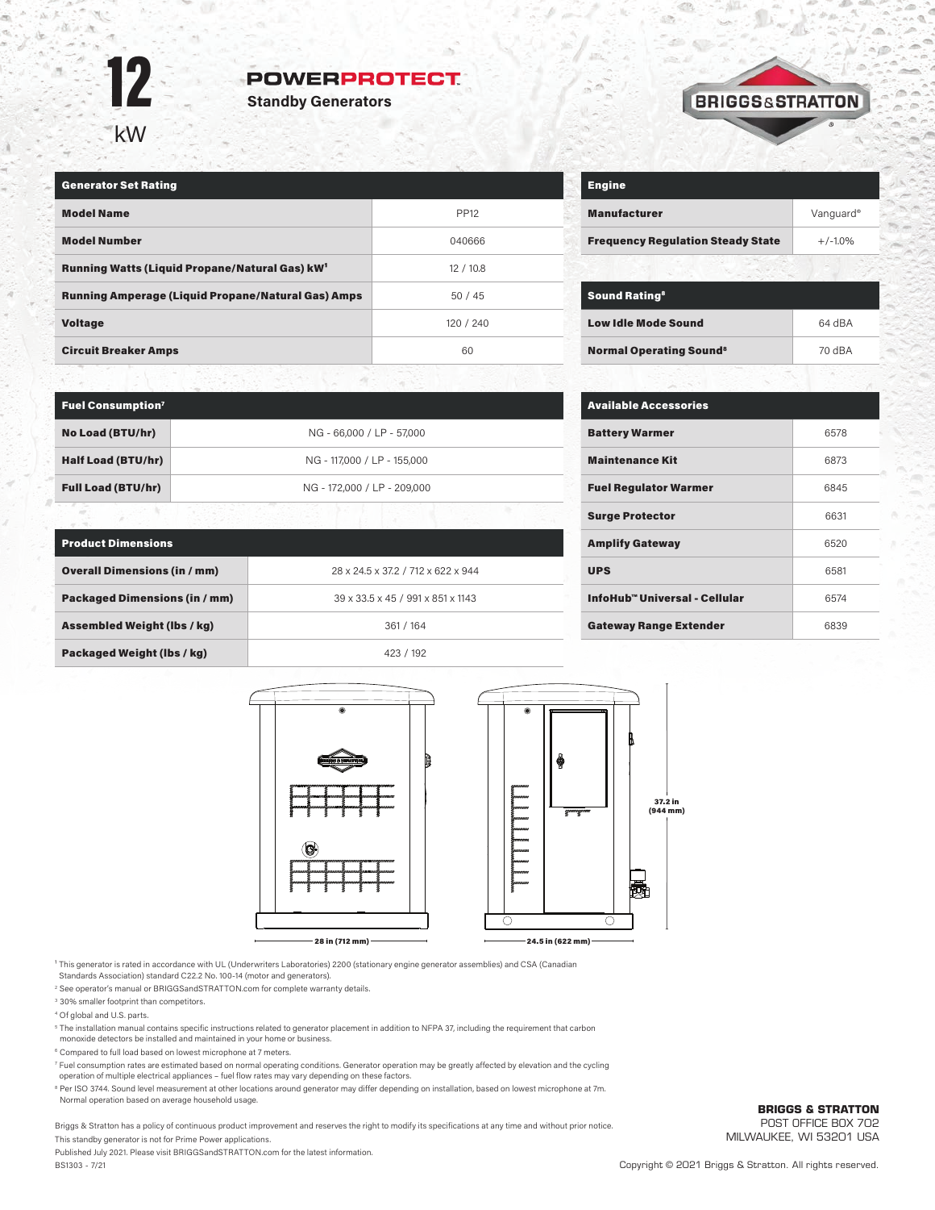# 12 kW

## POWERPROTECT

**Standby Generators**

BRIGGS&STRATTON

| Generator Set Rating | |
|---|---|
| **Model Name** | PP12 |
| **Model Number** | 040666 |
| **Running Watts (Liquid Propane/Natural Gas) kW[1]** | 12 / 10.8 |
| **Running Amperage (Liquid Propane/Natural Gas) Amps** | 50 / 45 |
| **Voltage** | 120 / 240 |
| **Circuit Breaker Amps** | 60 |

| Engine | |
|---|---|
| **Manufacturer** | Vanguard® |
| **Frequency Regulation Steady State** | +/-1.0% |

| Sound Rating[8] | |
|---|---|
| **Low Idle Mode Sound** | 64 dBA |
| **Normal Operating Sound[8]** | 70 dBA |

| Fuel Consumption[7] | |
|---|---|
| **No Load (BTU/hr)** | NG - 66,000 / LP - 57,000 |
| **Half Load (BTU/hr)** | NG - 117,000 / LP - 155,000 |
| **Full Load (BTU/hr)** | NG - 172,000 / LP - 209,000 |

| Product Dimensions | |
|---|---|
| **Overall Dimensions (in / mm)** | 28 x 24.5 x 37.2 / 712 x 622 x 944 |
| **Packaged Dimensions (in / mm)** | 39 x 33.5 x 45 / 991 x 851 x 1143 |
| **Assembled Weight (lbs / kg)** | 361 / 164 |
| **Packaged Weight (lbs / kg)** | 423 / 192 |

| Available Accessories | |
|---|---|
| **Battery Warmer** | 6578 |
| **Maintenance Kit** | 6873 |
| **Fuel Regulator Warmer** | 6845 |
| **Surge Protector** | 6631 |
| **Amplify Gateway** | 6520 |
| **UPS** | 6581 |
| **InfoHub™ Universal - Cellular** | 6574 |
| **Gateway Range Extender** | 6839 |

37.2 in (944 mm)

28 in (712 mm)

24.5 in (622 mm)

[1] This generator is rated in accordance with UL (Underwriters Laboratories) 2200 (stationary engine generator assemblies) and CSA (Canadian Standards Association) standard C22.2 No. 100-14 (motor and generators).

[2] See operator's manual or BRIGGSandSTRATTON.com for complete warranty details.

[3] 30% smaller footprint than competitors.

[4] Of global and U.S. parts.

[5] The installation manual contains specific instructions related to generator placement in addition to NFPA 37, including the requirement that carbon monoxide detectors be installed and maintained in your home or business.

[6] Compared to full load based on lowest microphone at 7 meters.

[7] Fuel consumption rates are estimated based on normal operating conditions. Generator operation may be greatly affected by elevation and the cycling operation of multiple electrical appliances – fuel flow rates may vary depending on these factors.

[8] Per ISO 3744. Sound level measurement at other locations around generator may differ depending on installation, based on lowest microphone at 7m. Normal operation based on average household usage.

Briggs & Stratton has a policy of continuous product improvement and reserves the right to modify its specifications at any time and without prior notice.

This standby generator is not for Prime Power applications.

Published July 2021. Please visit BRIGGSandSTRATTON.com for the latest information.

BS1303 - 7/21

**BRIGGS & STRATTON**
POST OFFICE BOX 702
MILWAUKEE, WI 53201 USA

Copyright © 2021 Briggs & Stratton. All rights reserved.